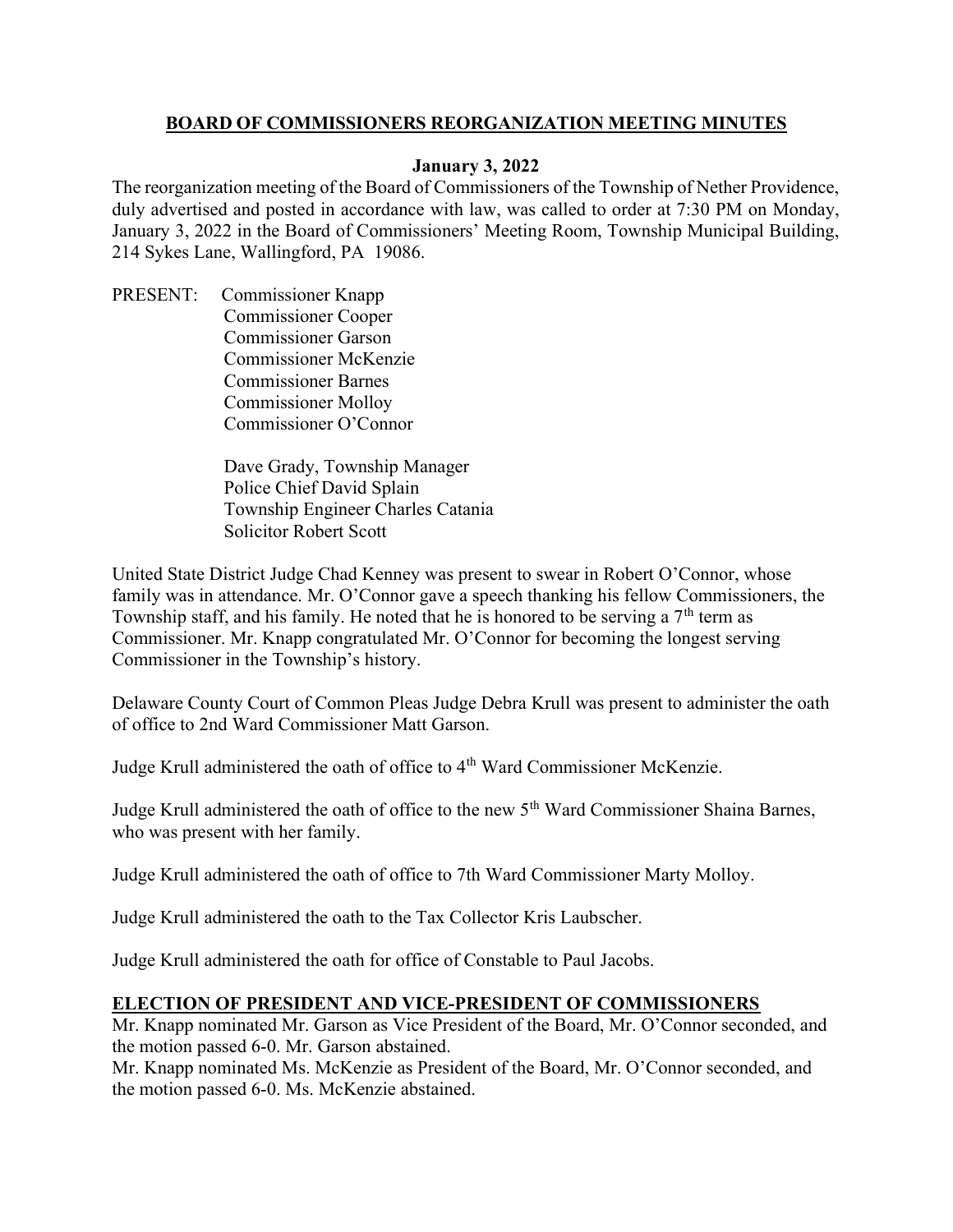## BOARD OF COMMISSIONERS REORGANIZATION MEETING MINUTES

**January 3, 2022**

The reorganization meeting of the Board of Commissioners of the Township of Nether Providence, duly advertised and posted in accordance with law, was called to order at 7:30 PM on Monday, January 3, 2022 in the Board of Commissioners' Meeting Room, Township Municipal Building, 214 Sykes Lane, Wallingford, PA 19086.

PRESENT: Commissioner Knapp
Commissioner Cooper
Commissioner Garson
Commissioner McKenzie
Commissioner Barnes
Commissioner Molloy
Commissioner O'Connor

Dave Grady, Township Manager
Police Chief David Splain
Township Engineer Charles Catania
Solicitor Robert Scott

United State District Judge Chad Kenney was present to swear in Robert O'Connor, whose family was in attendance. Mr. O'Connor gave a speech thanking his fellow Commissioners, the Township staff, and his family. He noted that he is honored to be serving a 7th term as Commissioner. Mr. Knapp congratulated Mr. O'Connor for becoming the longest serving Commissioner in the Township's history.

Delaware County Court of Common Pleas Judge Debra Krull was present to administer the oath of office to 2nd Ward Commissioner Matt Garson.

Judge Krull administered the oath of office to 4th Ward Commissioner McKenzie.

Judge Krull administered the oath of office to the new 5th Ward Commissioner Shaina Barnes, who was present with her family.

Judge Krull administered the oath of office to 7th Ward Commissioner Marty Molloy.

Judge Krull administered the oath to the Tax Collector Kris Laubscher.

Judge Krull administered the oath for office of Constable to Paul Jacobs.

**ELECTION OF PRESIDENT AND VICE-PRESIDENT OF COMMISSIONERS**

Mr. Knapp nominated Mr. Garson as Vice President of the Board, Mr. O'Connor seconded, and the motion passed 6-0. Mr. Garson abstained.

Mr. Knapp nominated Ms. McKenzie as President of the Board, Mr. O'Connor seconded, and the motion passed 6-0. Ms. McKenzie abstained.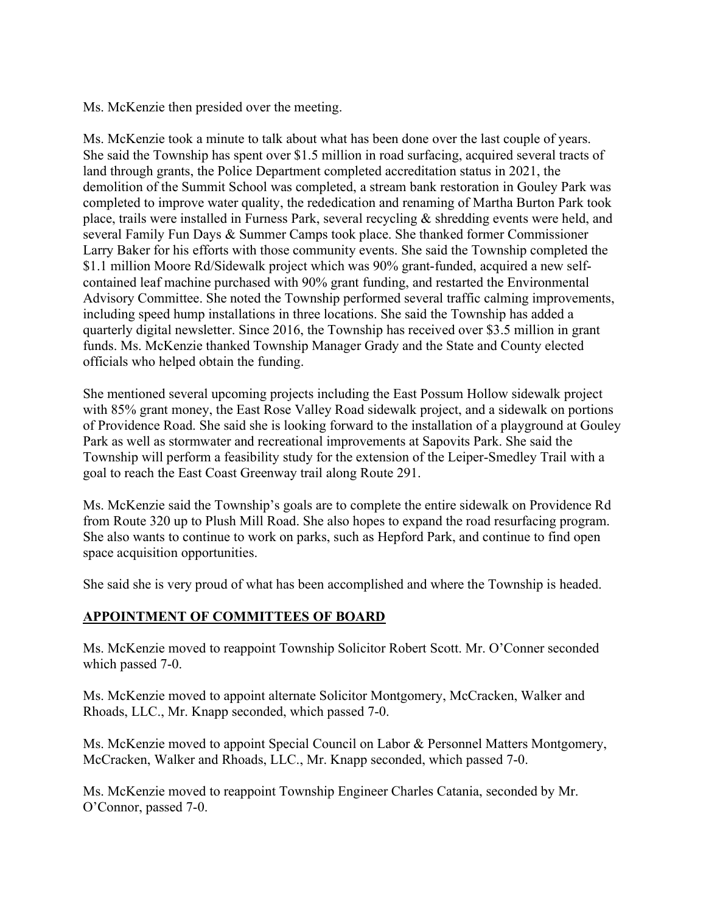Ms. McKenzie then presided over the meeting.

Ms. McKenzie took a minute to talk about what has been done over the last couple of years. She said the Township has spent over $1.5 million in road surfacing, acquired several tracts of land through grants, the Police Department completed accreditation status in 2021, the demolition of the Summit School was completed, a stream bank restoration in Gouley Park was completed to improve water quality, the rededication and renaming of Martha Burton Park took place, trails were installed in Furness Park, several recycling & shredding events were held, and several Family Fun Days & Summer Camps took place. She thanked former Commissioner Larry Baker for his efforts with those community events. She said the Township completed the $1.1 million Moore Rd/Sidewalk project which was 90% grant-funded, acquired a new self-contained leaf machine purchased with 90% grant funding, and restarted the Environmental Advisory Committee. She noted the Township performed several traffic calming improvements, including speed hump installations in three locations. She said the Township has added a quarterly digital newsletter. Since 2016, the Township has received over $3.5 million in grant funds. Ms. McKenzie thanked Township Manager Grady and the State and County elected officials who helped obtain the funding.

She mentioned several upcoming projects including the East Possum Hollow sidewalk project with 85% grant money, the East Rose Valley Road sidewalk project, and a sidewalk on portions of Providence Road. She said she is looking forward to the installation of a playground at Gouley Park as well as stormwater and recreational improvements at Sapovits Park. She said the Township will perform a feasibility study for the extension of the Leiper-Smedley Trail with a goal to reach the East Coast Greenway trail along Route 291.

Ms. McKenzie said the Township's goals are to complete the entire sidewalk on Providence Rd from Route 320 up to Plush Mill Road. She also hopes to expand the road resurfacing program. She also wants to continue to work on parks, such as Hepford Park, and continue to find open space acquisition opportunities.

She said she is very proud of what has been accomplished and where the Township is headed.

## APPOINTMENT OF COMMITTEES OF BOARD

Ms. McKenzie moved to reappoint Township Solicitor Robert Scott. Mr. O'Conner seconded which passed 7-0.

Ms. McKenzie moved to appoint alternate Solicitor Montgomery, McCracken, Walker and Rhoads, LLC., Mr. Knapp seconded, which passed 7-0.

Ms. McKenzie moved to appoint Special Council on Labor & Personnel Matters Montgomery, McCracken, Walker and Rhoads, LLC., Mr. Knapp seconded, which passed 7-0.

Ms. McKenzie moved to reappoint Township Engineer Charles Catania, seconded by Mr. O'Connor, passed 7-0.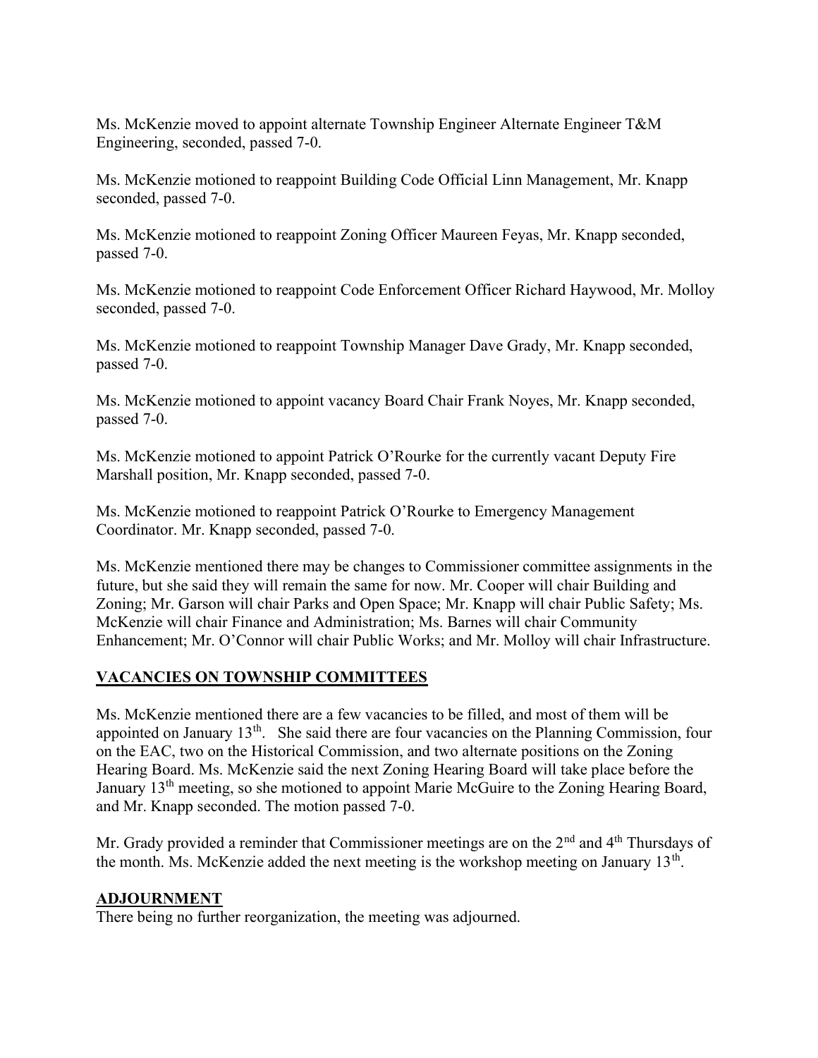Ms. McKenzie moved to appoint alternate Township Engineer Alternate Engineer T&M Engineering, seconded, passed 7-0.

Ms. McKenzie motioned to reappoint Building Code Official Linn Management, Mr. Knapp seconded, passed 7-0.

Ms. McKenzie motioned to reappoint Zoning Officer Maureen Feyas, Mr. Knapp seconded, passed 7-0.

Ms. McKenzie motioned to reappoint Code Enforcement Officer Richard Haywood, Mr. Molloy seconded, passed 7-0.

Ms. McKenzie motioned to reappoint Township Manager Dave Grady, Mr. Knapp seconded, passed 7-0.

Ms. McKenzie motioned to appoint vacancy Board Chair Frank Noyes, Mr. Knapp seconded, passed 7-0.

Ms. McKenzie motioned to appoint Patrick O'Rourke for the currently vacant Deputy Fire Marshall position, Mr. Knapp seconded, passed 7-0.

Ms. McKenzie motioned to reappoint Patrick O'Rourke to Emergency Management Coordinator. Mr. Knapp seconded, passed 7-0.

Ms. McKenzie mentioned there may be changes to Commissioner committee assignments in the future, but she said they will remain the same for now. Mr. Cooper will chair Building and Zoning; Mr. Garson will chair Parks and Open Space; Mr. Knapp will chair Public Safety; Ms. McKenzie will chair Finance and Administration; Ms. Barnes will chair Community Enhancement; Mr. O'Connor will chair Public Works; and Mr. Molloy will chair Infrastructure.

## VACANCIES ON TOWNSHIP COMMITTEES

Ms. McKenzie mentioned there are a few vacancies to be filled, and most of them will be appointed on January 13th. She said there are four vacancies on the Planning Commission, four on the EAC, two on the Historical Commission, and two alternate positions on the Zoning Hearing Board. Ms. McKenzie said the next Zoning Hearing Board will take place before the January 13th meeting, so she motioned to appoint Marie McGuire to the Zoning Hearing Board, and Mr. Knapp seconded. The motion passed 7-0.

Mr. Grady provided a reminder that Commissioner meetings are on the 2nd and 4th Thursdays of the month. Ms. McKenzie added the next meeting is the workshop meeting on January 13th.

## ADJOURNMENT

There being no further reorganization, the meeting was adjourned.